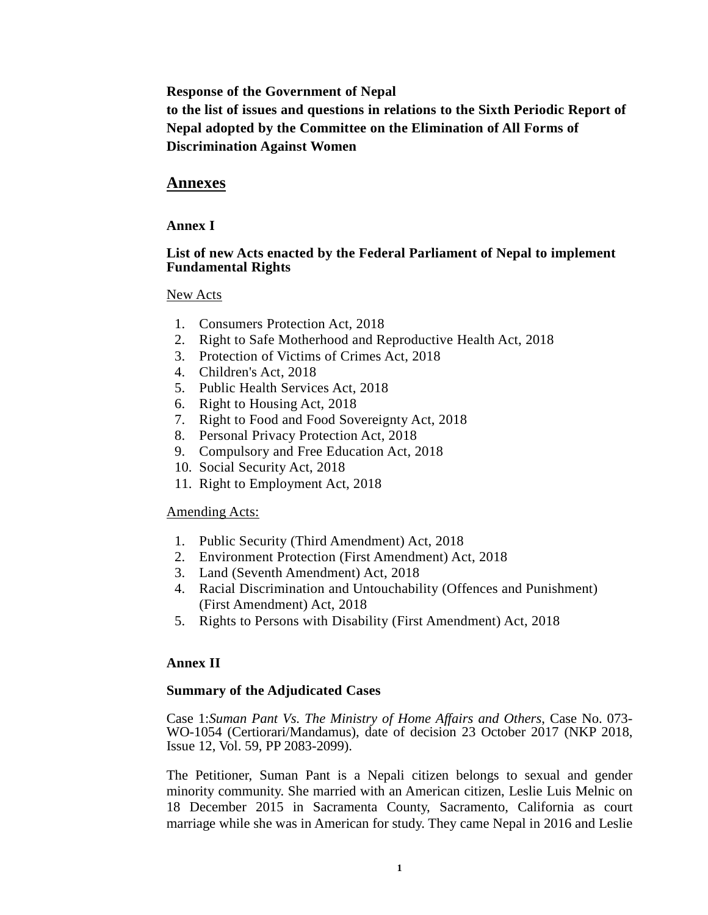**Response of the Government of Nepal**
**to the list of issues and questions in relations to the Sixth Periodic Report of Nepal adopted by the Committee on the Elimination of All Forms of Discrimination Against Women**

## Annexes

### Annex I

**List of new Acts enacted by the Federal Parliament of Nepal to implement Fundamental Rights**

New Acts

1. Consumers Protection Act, 2018
2. Right to Safe Motherhood and Reproductive Health Act, 2018
3. Protection of Victims of Crimes Act, 2018
4. Children's Act, 2018
5. Public Health Services Act, 2018
6. Right to Housing Act, 2018
7. Right to Food and Food Sovereignty Act, 2018
8. Personal Privacy Protection Act, 2018
9. Compulsory and Free Education Act, 2018
10. Social Security Act, 2018
11. Right to Employment Act, 2018

Amending Acts:

1. Public Security (Third Amendment) Act, 2018
2. Environment Protection (First Amendment) Act, 2018
3. Land (Seventh Amendment) Act, 2018
4. Racial Discrimination and Untouchability (Offences and Punishment) (First Amendment) Act, 2018
5. Rights to Persons with Disability (First Amendment) Act, 2018

### Annex II

**Summary of the Adjudicated Cases**

Case 1:*Suman Pant Vs. The Ministry of Home Affairs and Others*, Case No. 073-WO-1054 (Certiorari/Mandamus), date of decision 23 October 2017 (NKP 2018, Issue 12, Vol. 59, PP 2083-2099).

The Petitioner, Suman Pant is a Nepali citizen belongs to sexual and gender minority community. She married with an American citizen, Leslie Luis Melnic on 18 December 2015 in Sacramenta County, Sacramento, California as court marriage while she was in American for study. They came Nepal in 2016 and Leslie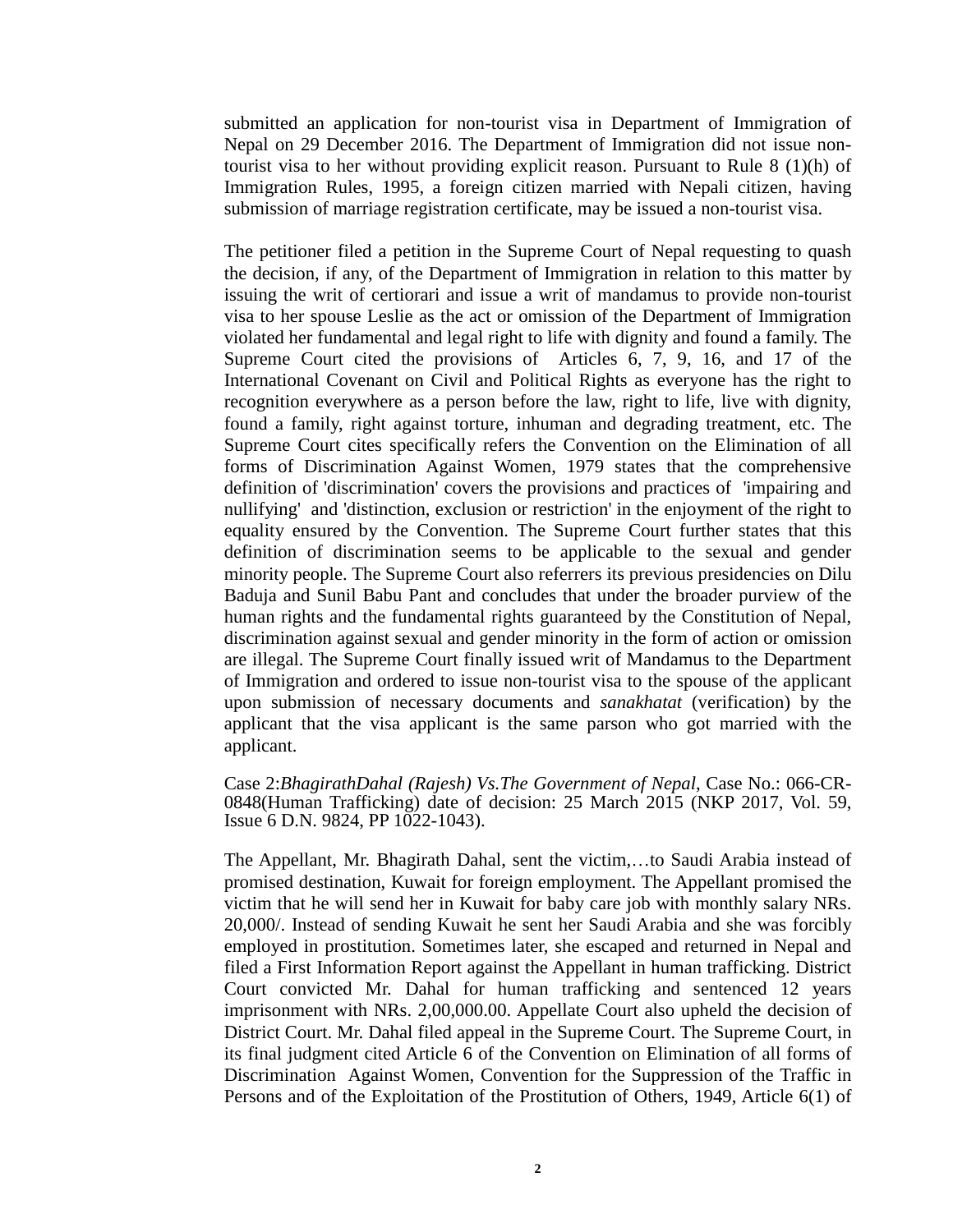submitted an application for non-tourist visa in Department of Immigration of Nepal on 29 December 2016. The Department of Immigration did not issue non-tourist visa to her without providing explicit reason. Pursuant to Rule 8 (1)(h) of Immigration Rules, 1995, a foreign citizen married with Nepali citizen, having submission of marriage registration certificate, may be issued a non-tourist visa.

The petitioner filed a petition in the Supreme Court of Nepal requesting to quash the decision, if any, of the Department of Immigration in relation to this matter by issuing the writ of certiorari and issue a writ of mandamus to provide non-tourist visa to her spouse Leslie as the act or omission of the Department of Immigration violated her fundamental and legal right to life with dignity and found a family. The Supreme Court cited the provisions of Articles 6, 7, 9, 16, and 17 of the International Covenant on Civil and Political Rights as everyone has the right to recognition everywhere as a person before the law, right to life, live with dignity, found a family, right against torture, inhuman and degrading treatment, etc. The Supreme Court cites specifically refers the Convention on the Elimination of all forms of Discrimination Against Women, 1979 states that the comprehensive definition of 'discrimination' covers the provisions and practices of 'impairing and nullifying' and 'distinction, exclusion or restriction' in the enjoyment of the right to equality ensured by the Convention. The Supreme Court further states that this definition of discrimination seems to be applicable to the sexual and gender minority people. The Supreme Court also referrers its previous presidencies on Dilu Baduja and Sunil Babu Pant and concludes that under the broader purview of the human rights and the fundamental rights guaranteed by the Constitution of Nepal, discrimination against sexual and gender minority in the form of action or omission are illegal. The Supreme Court finally issued writ of Mandamus to the Department of Immigration and ordered to issue non-tourist visa to the spouse of the applicant upon submission of necessary documents and *sanakhatat* (verification) by the applicant that the visa applicant is the same parson who got married with the applicant.

Case 2:*BhagirathDahal (Rajesh) Vs.The Government of Nepal*, Case No.: 066-CR-0848(Human Trafficking) date of decision: 25 March 2015 (NKP 2017, Vol. 59, Issue 6 D.N. 9824, PP 1022-1043).

The Appellant, Mr. Bhagirath Dahal, sent the victim,…to Saudi Arabia instead of promised destination, Kuwait for foreign employment. The Appellant promised the victim that he will send her in Kuwait for baby care job with monthly salary NRs. 20,000/. Instead of sending Kuwait he sent her Saudi Arabia and she was forcibly employed in prostitution. Sometimes later, she escaped and returned in Nepal and filed a First Information Report against the Appellant in human trafficking. District Court convicted Mr. Dahal for human trafficking and sentenced 12 years imprisonment with NRs. 2,00,000.00. Appellate Court also upheld the decision of District Court. Mr. Dahal filed appeal in the Supreme Court. The Supreme Court, in its final judgment cited Article 6 of the Convention on Elimination of all forms of Discrimination Against Women, Convention for the Suppression of the Traffic in Persons and of the Exploitation of the Prostitution of Others, 1949, Article 6(1) of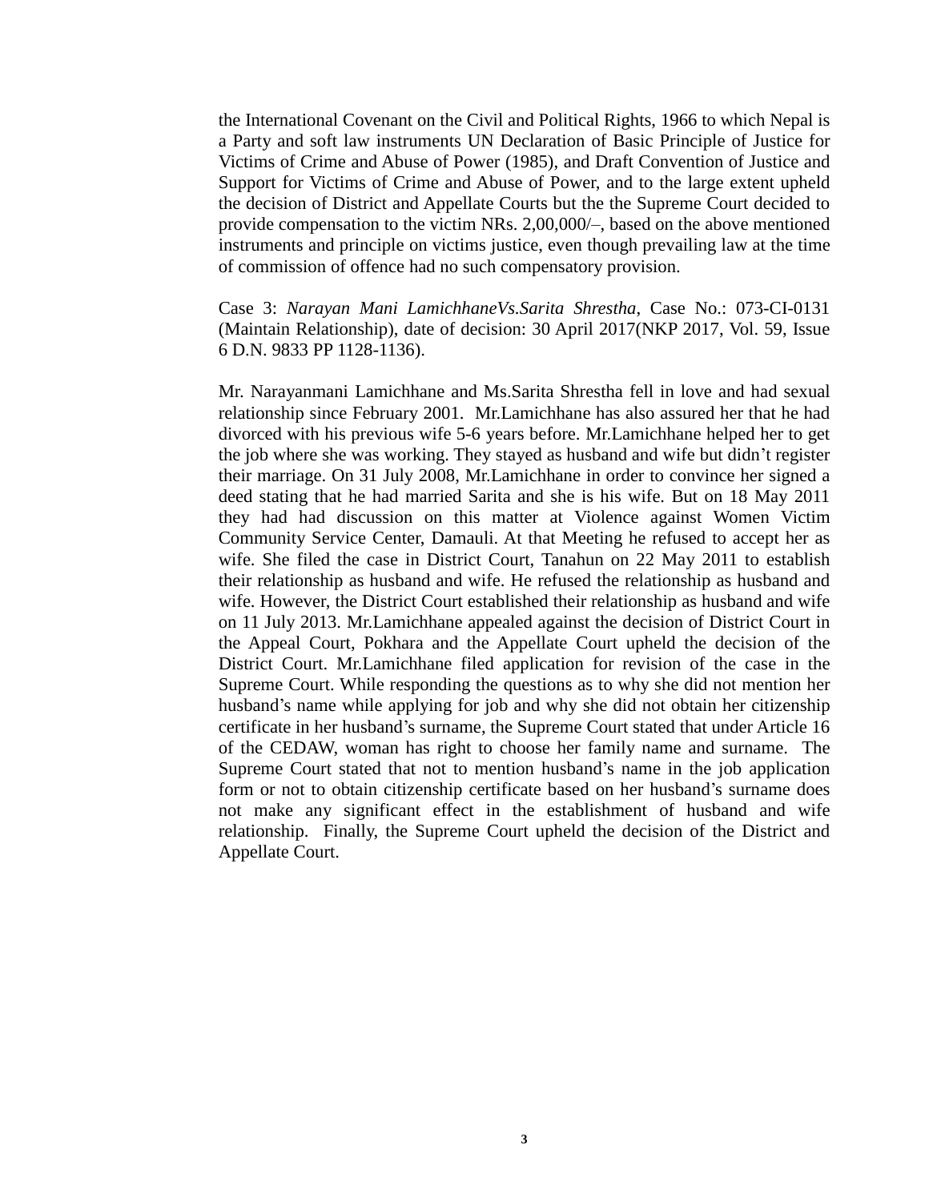the International Covenant on the Civil and Political Rights, 1966 to which Nepal is a Party and soft law instruments UN Declaration of Basic Principle of Justice for Victims of Crime and Abuse of Power (1985), and Draft Convention of Justice and Support for Victims of Crime and Abuse of Power, and to the large extent upheld the decision of District and Appellate Courts but the the Supreme Court decided to provide compensation to the victim NRs. 2,00,000/–, based on the above mentioned instruments and principle on victims justice, even though prevailing law at the time of commission of offence had no such compensatory provision.

Case 3: *Narayan Mani LamichhaneVs.Sarita Shrestha*, Case No.: 073-CI-0131 (Maintain Relationship), date of decision: 30 April 2017(NKP 2017, Vol. 59, Issue 6 D.N. 9833 PP 1128-1136).

Mr. Narayanmani Lamichhane and Ms.Sarita Shrestha fell in love and had sexual relationship since February 2001. Mr.Lamichhane has also assured her that he had divorced with his previous wife 5-6 years before. Mr.Lamichhane helped her to get the job where she was working. They stayed as husband and wife but didn't register their marriage. On 31 July 2008, Mr.Lamichhane in order to convince her signed a deed stating that he had married Sarita and she is his wife. But on 18 May 2011 they had had discussion on this matter at Violence against Women Victim Community Service Center, Damauli. At that Meeting he refused to accept her as wife. She filed the case in District Court, Tanahun on 22 May 2011 to establish their relationship as husband and wife. He refused the relationship as husband and wife. However, the District Court established their relationship as husband and wife on 11 July 2013. Mr.Lamichhane appealed against the decision of District Court in the Appeal Court, Pokhara and the Appellate Court upheld the decision of the District Court. Mr.Lamichhane filed application for revision of the case in the Supreme Court. While responding the questions as to why she did not mention her husband's name while applying for job and why she did not obtain her citizenship certificate in her husband's surname, the Supreme Court stated that under Article 16 of the CEDAW, woman has right to choose her family name and surname. The Supreme Court stated that not to mention husband's name in the job application form or not to obtain citizenship certificate based on her husband's surname does not make any significant effect in the establishment of husband and wife relationship. Finally, the Supreme Court upheld the decision of the District and Appellate Court.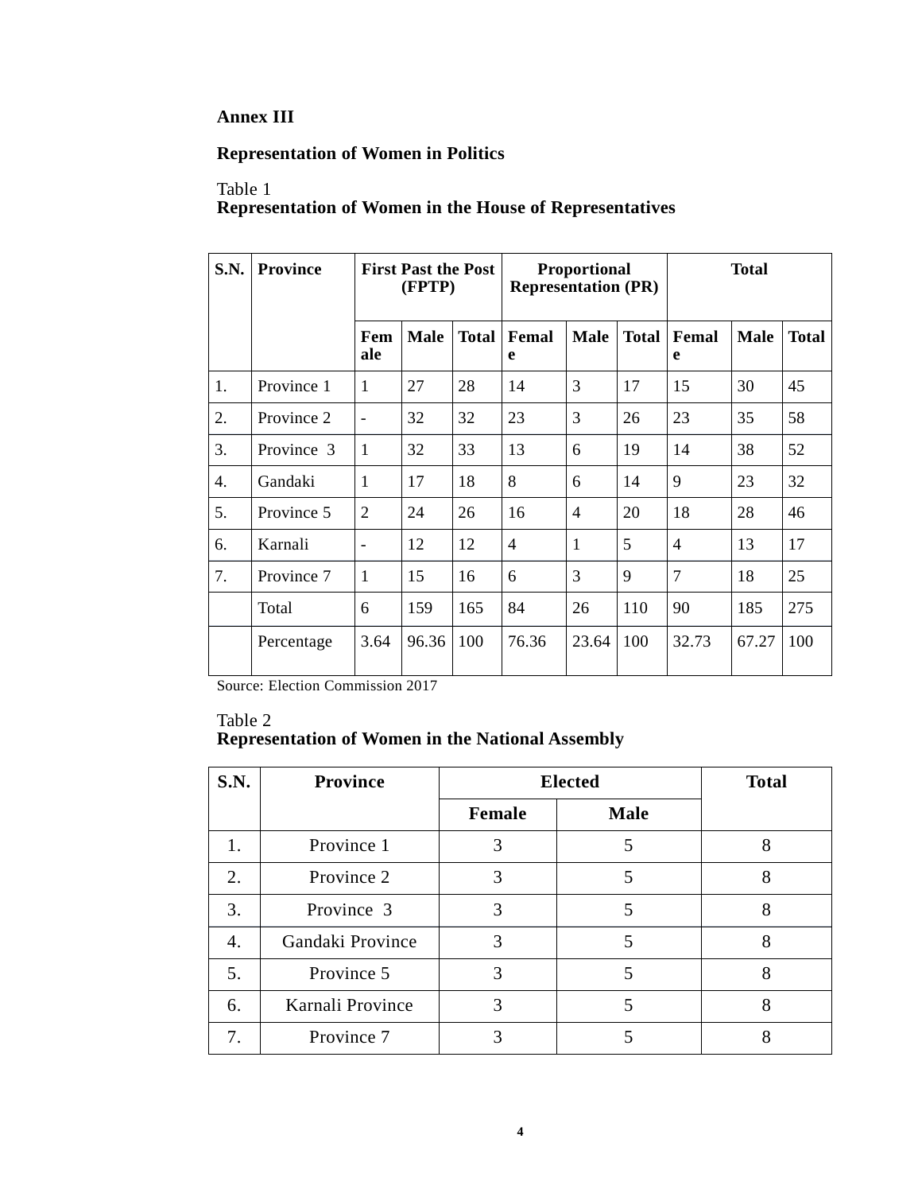**Annex III**

**Representation of Women in Politics**

Table 1
**Representation of Women in the House of Representatives**

| S.N. | Province | First Past the Post (FPTP) | | | Proportional Representation (PR) | | | Total | | |
|---|---|---|---|---|---|---|---|---|---|---|
| | | Female | Male | Total | Female | Male | Total | Female | Male | Total |
| 1. | Province 1 | 1 | 27 | 28 | 14 | 3 | 17 | 15 | 30 | 45 |
| 2. | Province 2 | - | 32 | 32 | 23 | 3 | 26 | 23 | 35 | 58 |
| 3. | Province 3 | 1 | 32 | 33 | 13 | 6 | 19 | 14 | 38 | 52 |
| 4. | Gandaki | 1 | 17 | 18 | 8 | 6 | 14 | 9 | 23 | 32 |
| 5. | Province 5 | 2 | 24 | 26 | 16 | 4 | 20 | 18 | 28 | 46 |
| 6. | Karnali | - | 12 | 12 | 4 | 1 | 5 | 4 | 13 | 17 |
| 7. | Province 7 | 1 | 15 | 16 | 6 | 3 | 9 | 7 | 18 | 25 |
| | Total | 6 | 159 | 165 | 84 | 26 | 110 | 90 | 185 | 275 |
| | Percentage | 3.64 | 96.36 | 100 | 76.36 | 23.64 | 100 | 32.73 | 67.27 | 100 |

Source: Election Commission 2017

Table 2
**Representation of Women in the National Assembly**

| S.N. | Province | Elected | | Total |
|---|---|---|---|---|
| | | Female | Male | |
| 1. | Province 1 | 3 | 5 | 8 |
| 2. | Province 2 | 3 | 5 | 8 |
| 3. | Province 3 | 3 | 5 | 8 |
| 4. | Gandaki Province | 3 | 5 | 8 |
| 5. | Province 5 | 3 | 5 | 8 |
| 6. | Karnali Province | 3 | 5 | 8 |
| 7. | Province 7 | 3 | 5 | 8 |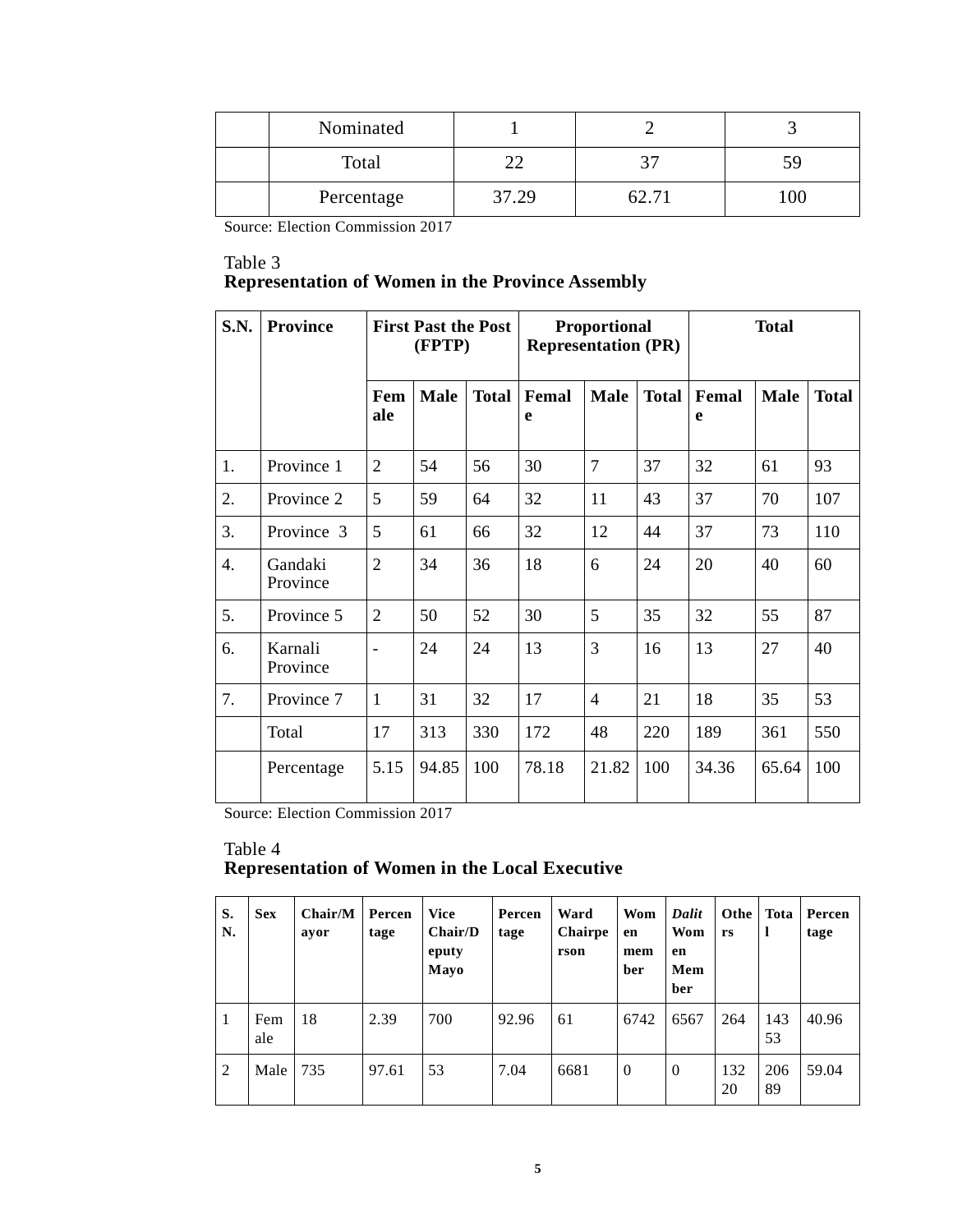| | Nominated | 1 | 2 | 3 |
|---|---|---|---|---|
| | Total | 22 | 37 | 59 |
| | Percentage | 37.29 | 62.71 | 100 |

Source: Election Commission 2017

Table 3
**Representation of Women in the Province Assembly**

| **S.N.** | **Province** | **First Past the Post (FPTP)** | | | **Proportional Representation (PR)** | | | **Total** | | |
|---|---|---|---|---|---|---|---|---|---|---|
| | | **Female** | **Male** | **Total** | **Female** | **Male** | **Total** | **Female** | **Male** | **Total** |
| 1. | Province 1 | 2 | 54 | 56 | 30 | 7 | 37 | 32 | 61 | 93 |
| 2. | Province 2 | 5 | 59 | 64 | 32 | 11 | 43 | 37 | 70 | 107 |
| 3. | Province 3 | 5 | 61 | 66 | 32 | 12 | 44 | 37 | 73 | 110 |
| 4. | Gandaki Province | 2 | 34 | 36 | 18 | 6 | 24 | 20 | 40 | 60 |
| 5. | Province 5 | 2 | 50 | 52 | 30 | 5 | 35 | 32 | 55 | 87 |
| 6. | Karnali Province | - | 24 | 24 | 13 | 3 | 16 | 13 | 27 | 40 |
| 7. | Province 7 | 1 | 31 | 32 | 17 | 4 | 21 | 18 | 35 | 53 |
| | Total | 17 | 313 | 330 | 172 | 48 | 220 | 189 | 361 | 550 |
| | Percentage | 5.15 | 94.85 | 100 | 78.18 | 21.82 | 100 | 34.36 | 65.64 | 100 |

Source: Election Commission 2017

Table 4
**Representation of Women in the Local Executive**

| **S.N.** | **Sex** | **Chair/Mayor** | **Percentage** | **Vice Chair/Deputy Mayo** | **Percentage** | **Ward Chairperson** | **Women member** | ***Dalit* Women Member** | **Others** | **Total** | **Percentage** |
|---|---|---|---|---|---|---|---|---|---|---|---|
| 1 | Female | 18 | 2.39 | 700 | 92.96 | 61 | 6742 | 6567 | 264 | 14353 | 40.96 |
| 2 | Male | 735 | 97.61 | 53 | 7.04 | 6681 | 0 | 0 | 13220 | 20689 | 59.04 |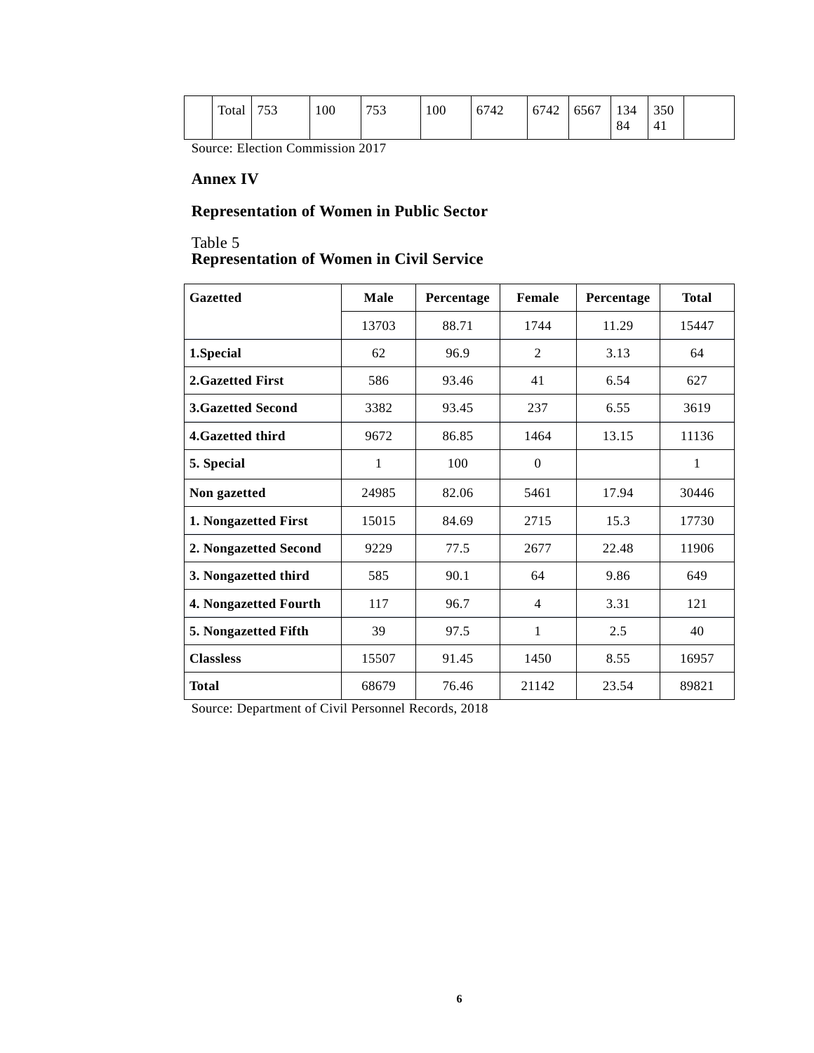|  | Total | 753 | 100 | 753 | 100 | 6742 | 6742 | 6567 | 13484 | 35041 |  |
|---|---|---|---|---|---|---|---|---|---|---|---|

Source: Election Commission 2017

## Annex IV

## Representation of Women in Public Sector

Table 5

**Representation of Women in Civil Service**

| Gazetted | Male | Percentage | Female | Percentage | Total |
|---|---|---|---|---|---|
|  | 13703 | 88.71 | 1744 | 11.29 | 15447 |
| **1.Special** | 62 | 96.9 | 2 | 3.13 | 64 |
| **2.Gazetted First** | 586 | 93.46 | 41 | 6.54 | 627 |
| **3.Gazetted Second** | 3382 | 93.45 | 237 | 6.55 | 3619 |
| **4.Gazetted third** | 9672 | 86.85 | 1464 | 13.15 | 11136 |
| **5. Special** | 1 | 100 | 0 |  | 1 |
| **Non gazetted** | 24985 | 82.06 | 5461 | 17.94 | 30446 |
| **1. Nongazetted First** | 15015 | 84.69 | 2715 | 15.3 | 17730 |
| **2. Nongazetted Second** | 9229 | 77.5 | 2677 | 22.48 | 11906 |
| **3. Nongazetted third** | 585 | 90.1 | 64 | 9.86 | 649 |
| **4. Nongazetted Fourth** | 117 | 96.7 | 4 | 3.31 | 121 |
| **5. Nongazetted Fifth** | 39 | 97.5 | 1 | 2.5 | 40 |
| **Classless** | 15507 | 91.45 | 1450 | 8.55 | 16957 |
| **Total** | 68679 | 76.46 | 21142 | 23.54 | 89821 |

Source: Department of Civil Personnel Records, 2018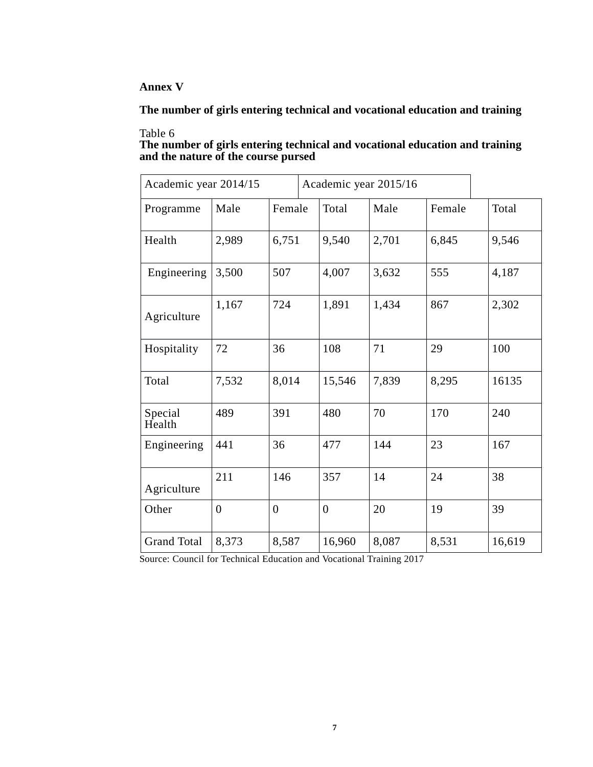# Annex V

## The number of girls entering technical and vocational education and training

Table 6
**The number of girls entering technical and vocational education and training and the nature of the course pursed**

| Academic year 2014/15 | | | Academic year 2015/16 | | | |
|---|---|---|---|---|---|---|
| Programme | Male | Female | Total | Male | Female | Total |
| Health | 2,989 | 6,751 | 9,540 | 2,701 | 6,845 | 9,546 |
| Engineering | 3,500 | 507 | 4,007 | 3,632 | 555 | 4,187 |
| Agriculture | 1,167 | 724 | 1,891 | 1,434 | 867 | 2,302 |
| Hospitality | 72 | 36 | 108 | 71 | 29 | 100 |
| Total | 7,532 | 8,014 | 15,546 | 7,839 | 8,295 | 16135 |
| Special Health | 489 | 391 | 480 | 70 | 170 | 240 |
| Engineering | 441 | 36 | 477 | 144 | 23 | 167 |
| Agriculture | 211 | 146 | 357 | 14 | 24 | 38 |
| Other | 0 | 0 | 0 | 20 | 19 | 39 |
| Grand Total | 8,373 | 8,587 | 16,960 | 8,087 | 8,531 | 16,619 |

Source: Council for Technical Education and Vocational Training 2017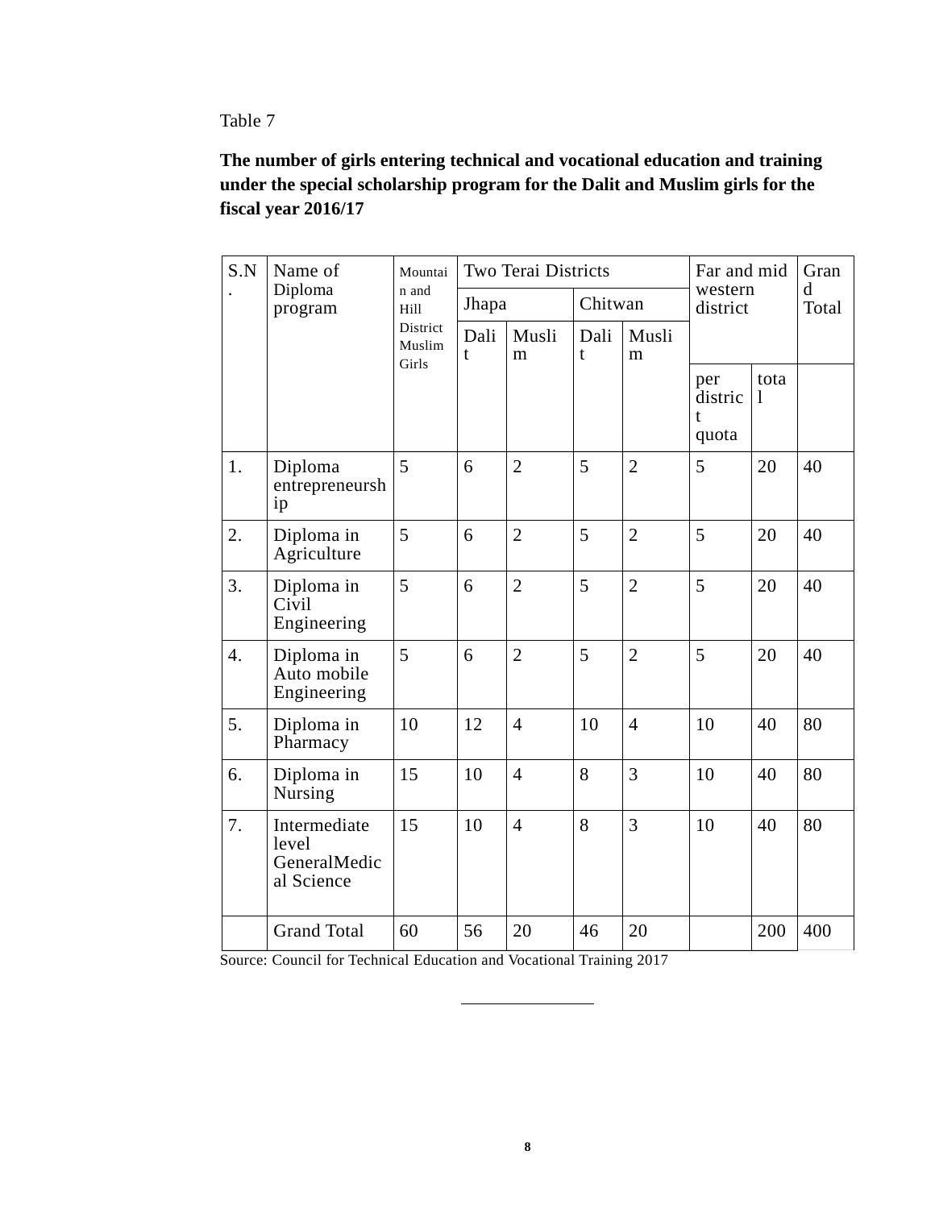Table 7

**The number of girls entering technical and vocational education and training under the special scholarship program for the Dalit and Muslim girls for the fiscal year 2016/17**

| S.N. | Name of Diploma program | Mountain and Hill District Muslim Girls | Two Terai Districts | | | | Far and mid western district | | Grand Total |
|---|---|---|---|---|---|---|---|---|---|
| | | | Jhapa | | Chitwan | | | | |
| | | | Dalit | Muslim | Dalit | Muslim | | | |
| | | | | | | | per district quota | total | |
| 1. | Diploma entrepreneurship | 5 | 6 | 2 | 5 | 2 | 5 | 20 | 40 |
| 2. | Diploma in Agriculture | 5 | 6 | 2 | 5 | 2 | 5 | 20 | 40 |
| 3. | Diploma in Civil Engineering | 5 | 6 | 2 | 5 | 2 | 5 | 20 | 40 |
| 4. | Diploma in Auto mobile Engineering | 5 | 6 | 2 | 5 | 2 | 5 | 20 | 40 |
| 5. | Diploma in Pharmacy | 10 | 12 | 4 | 10 | 4 | 10 | 40 | 80 |
| 6. | Diploma in Nursing | 15 | 10 | 4 | 8 | 3 | 10 | 40 | 80 |
| 7. | Intermediate level GeneralMedical Science | 15 | 10 | 4 | 8 | 3 | 10 | 40 | 80 |
| | Grand Total | 60 | 56 | 20 | 46 | 20 | | 200 | 400 |

Source: Council for Technical Education and Vocational Training 2017